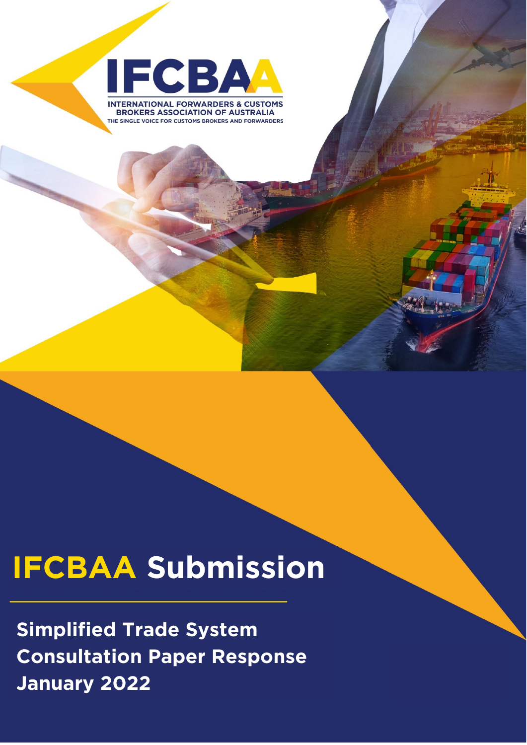IFCBAA

INTERNATIONAL FORWARDERS & CUSTOMS BROKERS ASSOCIATION OF AUSTRALIA

THE SINGLE VOICE FOR CUSTOMS BROKERS AND FORWARDERS

# IFCBAA Submission

## Simplified Trade System Consultation Paper Response January 2022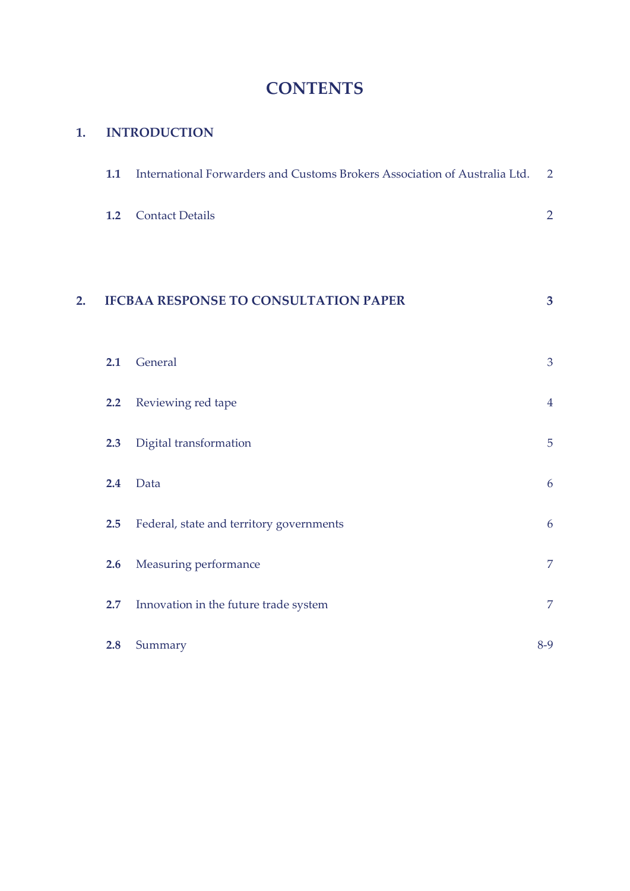# CONTENTS

## 1. INTRODUCTION

| | | |
|---|---|---|
| **1.1** | International Forwarders and Customs Brokers Association of Australia Ltd. | 2 |
| **1.2** | Contact Details | 2 |

## 2. IFCBAA RESPONSE TO CONSULTATION PAPER — 3

| | | |
|---|---|---|
| **2.1** | General | 3 |
| **2.2** | Reviewing red tape | 4 |
| **2.3** | Digital transformation | 5 |
| **2.4** | Data | 6 |
| **2.5** | Federal, state and territory governments | 6 |
| **2.6** | Measuring performance | 7 |
| **2.7** | Innovation in the future trade system | 7 |
| **2.8** | Summary | 8-9 |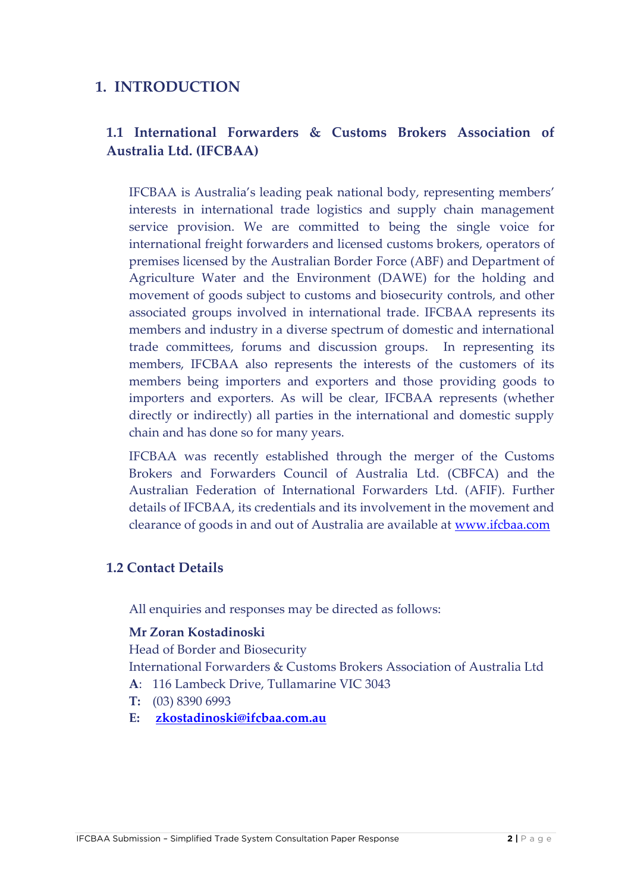# 1. INTRODUCTION

## 1.1 International Forwarders & Customs Brokers Association of Australia Ltd. (IFCBAA)

IFCBAA is Australia's leading peak national body, representing members' interests in international trade logistics and supply chain management service provision. We are committed to being the single voice for international freight forwarders and licensed customs brokers, operators of premises licensed by the Australian Border Force (ABF) and Department of Agriculture Water and the Environment (DAWE) for the holding and movement of goods subject to customs and biosecurity controls, and other associated groups involved in international trade. IFCBAA represents its members and industry in a diverse spectrum of domestic and international trade committees, forums and discussion groups. In representing its members, IFCBAA also represents the interests of the customers of its members being importers and exporters and those providing goods to importers and exporters. As will be clear, IFCBAA represents (whether directly or indirectly) all parties in the international and domestic supply chain and has done so for many years.

IFCBAA was recently established through the merger of the Customs Brokers and Forwarders Council of Australia Ltd. (CBFCA) and the Australian Federation of International Forwarders Ltd. (AFIF). Further details of IFCBAA, its credentials and its involvement in the movement and clearance of goods in and out of Australia are available at www.ifcbaa.com

## 1.2 Contact Details

All enquiries and responses may be directed as follows:

**Mr Zoran Kostadinoski**
Head of Border and Biosecurity
International Forwarders & Customs Brokers Association of Australia Ltd
**A**: 116 Lambeck Drive, Tullamarine VIC 3043
**T:** (03) 8390 6993
**E:** **zkostadinoski@ifcbaa.com.au**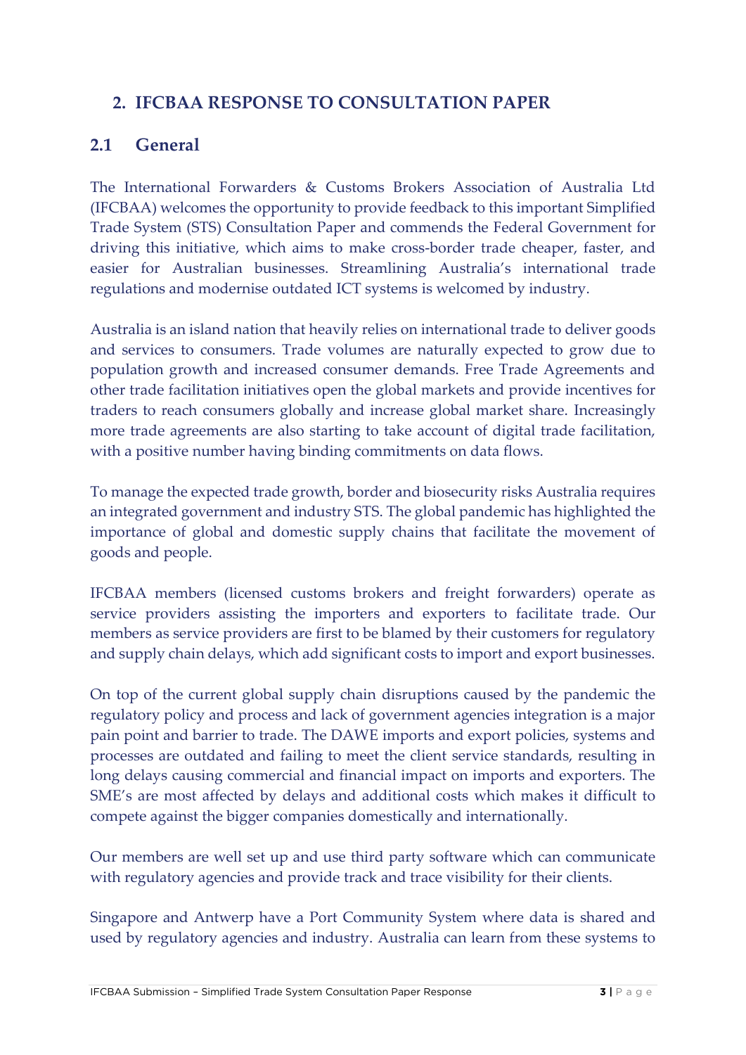## 2. IFCBAA RESPONSE TO CONSULTATION PAPER

### 2.1 General

The International Forwarders & Customs Brokers Association of Australia Ltd (IFCBAA) welcomes the opportunity to provide feedback to this important Simplified Trade System (STS) Consultation Paper and commends the Federal Government for driving this initiative, which aims to make cross-border trade cheaper, faster, and easier for Australian businesses. Streamlining Australia's international trade regulations and modernise outdated ICT systems is welcomed by industry.

Australia is an island nation that heavily relies on international trade to deliver goods and services to consumers. Trade volumes are naturally expected to grow due to population growth and increased consumer demands. Free Trade Agreements and other trade facilitation initiatives open the global markets and provide incentives for traders to reach consumers globally and increase global market share. Increasingly more trade agreements are also starting to take account of digital trade facilitation, with a positive number having binding commitments on data flows.

To manage the expected trade growth, border and biosecurity risks Australia requires an integrated government and industry STS. The global pandemic has highlighted the importance of global and domestic supply chains that facilitate the movement of goods and people.

IFCBAA members (licensed customs brokers and freight forwarders) operate as service providers assisting the importers and exporters to facilitate trade. Our members as service providers are first to be blamed by their customers for regulatory and supply chain delays, which add significant costs to import and export businesses.

On top of the current global supply chain disruptions caused by the pandemic the regulatory policy and process and lack of government agencies integration is a major pain point and barrier to trade. The DAWE imports and export policies, systems and processes are outdated and failing to meet the client service standards, resulting in long delays causing commercial and financial impact on imports and exporters. The SME's are most affected by delays and additional costs which makes it difficult to compete against the bigger companies domestically and internationally.

Our members are well set up and use third party software which can communicate with regulatory agencies and provide track and trace visibility for their clients.

Singapore and Antwerp have a Port Community System where data is shared and used by regulatory agencies and industry. Australia can learn from these systems to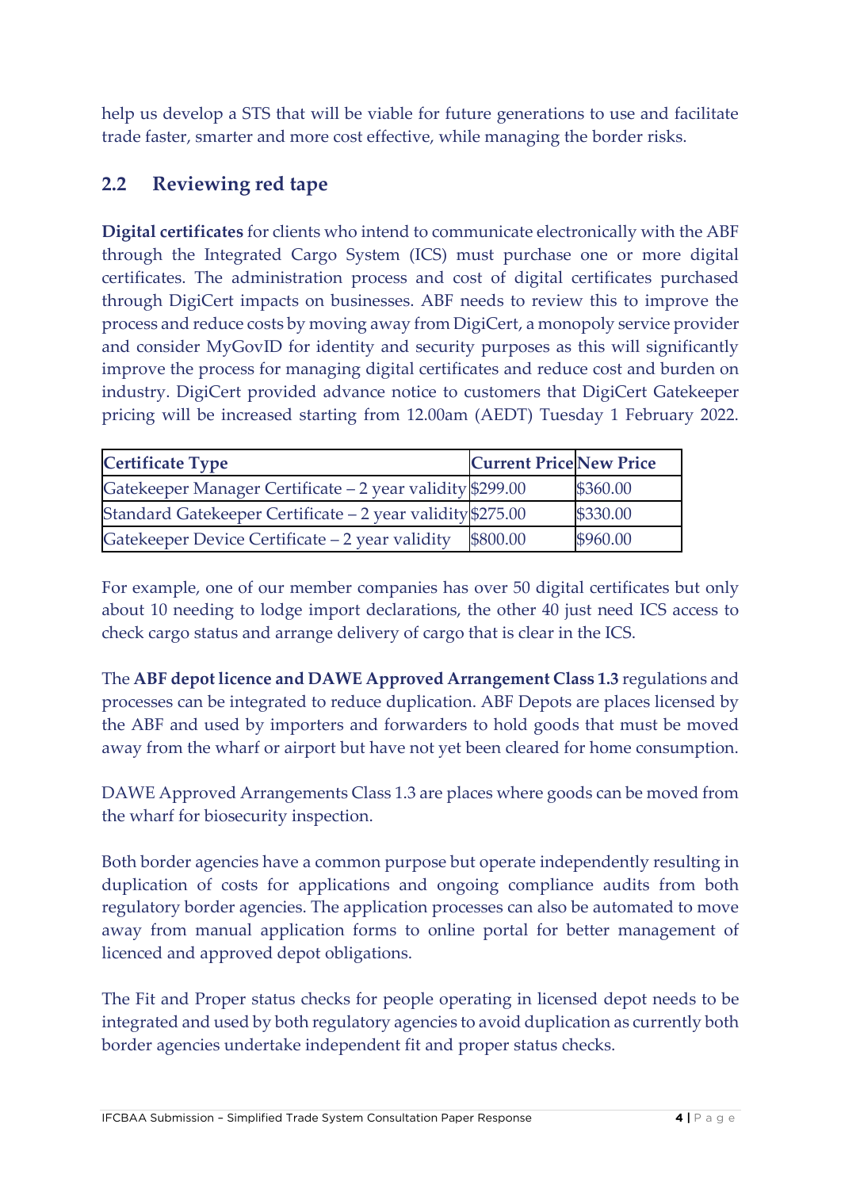help us develop a STS that will be viable for future generations to use and facilitate trade faster, smarter and more cost effective, while managing the border risks.

## 2.2 Reviewing red tape

**Digital certificates** for clients who intend to communicate electronically with the ABF through the Integrated Cargo System (ICS) must purchase one or more digital certificates. The administration process and cost of digital certificates purchased through DigiCert impacts on businesses. ABF needs to review this to improve the process and reduce costs by moving away from DigiCert, a monopoly service provider and consider MyGovID for identity and security purposes as this will significantly improve the process for managing digital certificates and reduce cost and burden on industry. DigiCert provided advance notice to customers that DigiCert Gatekeeper pricing will be increased starting from 12.00am (AEDT) Tuesday 1 February 2022.

| Certificate Type | Current Price | New Price |
|---|---|---|
| Gatekeeper Manager Certificate – 2 year validity | $299.00 | $360.00 |
| Standard Gatekeeper Certificate – 2 year validity | $275.00 | $330.00 |
| Gatekeeper Device Certificate – 2 year validity | $800.00 | $960.00 |

For example, one of our member companies has over 50 digital certificates but only about 10 needing to lodge import declarations, the other 40 just need ICS access to check cargo status and arrange delivery of cargo that is clear in the ICS.

The **ABF depot licence and DAWE Approved Arrangement Class 1.3** regulations and processes can be integrated to reduce duplication. ABF Depots are places licensed by the ABF and used by importers and forwarders to hold goods that must be moved away from the wharf or airport but have not yet been cleared for home consumption.

DAWE Approved Arrangements Class 1.3 are places where goods can be moved from the wharf for biosecurity inspection.

Both border agencies have a common purpose but operate independently resulting in duplication of costs for applications and ongoing compliance audits from both regulatory border agencies. The application processes can also be automated to move away from manual application forms to online portal for better management of licenced and approved depot obligations.

The Fit and Proper status checks for people operating in licensed depot needs to be integrated and used by both regulatory agencies to avoid duplication as currently both border agencies undertake independent fit and proper status checks.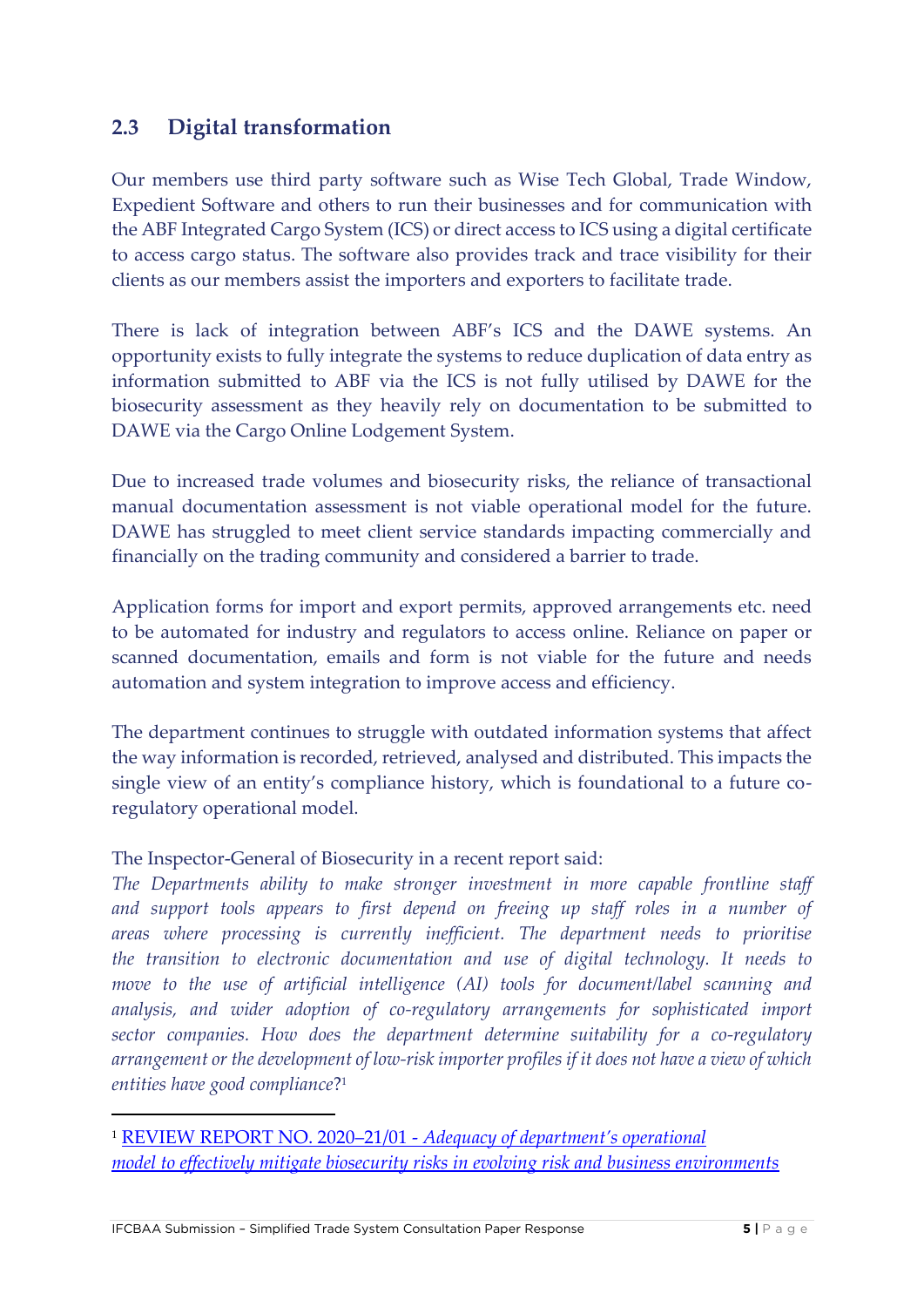## 2.3 Digital transformation

Our members use third party software such as Wise Tech Global, Trade Window, Expedient Software and others to run their businesses and for communication with the ABF Integrated Cargo System (ICS) or direct access to ICS using a digital certificate to access cargo status. The software also provides track and trace visibility for their clients as our members assist the importers and exporters to facilitate trade.

There is lack of integration between ABF's ICS and the DAWE systems. An opportunity exists to fully integrate the systems to reduce duplication of data entry as information submitted to ABF via the ICS is not fully utilised by DAWE for the biosecurity assessment as they heavily rely on documentation to be submitted to DAWE via the Cargo Online Lodgement System.

Due to increased trade volumes and biosecurity risks, the reliance of transactional manual documentation assessment is not viable operational model for the future. DAWE has struggled to meet client service standards impacting commercially and financially on the trading community and considered a barrier to trade.

Application forms for import and export permits, approved arrangements etc. need to be automated for industry and regulators to access online. Reliance on paper or scanned documentation, emails and form is not viable for the future and needs automation and system integration to improve access and efficiency.

The department continues to struggle with outdated information systems that affect the way information is recorded, retrieved, analysed and distributed. This impacts the single view of an entity's compliance history, which is foundational to a future co-regulatory operational model.

The Inspector-General of Biosecurity in a recent report said:
*The Departments ability to make stronger investment in more capable frontline staff and support tools appears to first depend on freeing up staff roles in a number of areas where processing is currently inefficient. The department needs to prioritise the transition to electronic documentation and use of digital technology. It needs to move to the use of artificial intelligence (AI) tools for document/label scanning and analysis, and wider adoption of co-regulatory arrangements for sophisticated import sector companies. How does the department determine suitability for a co-regulatory arrangement or the development of low-risk importer profiles if it does not have a view of which entities have good compliance*?[1]

---

[1] REVIEW REPORT NO. 2020–21/01 - *Adequacy of department's operational model to effectively mitigate biosecurity risks in evolving risk and business environments*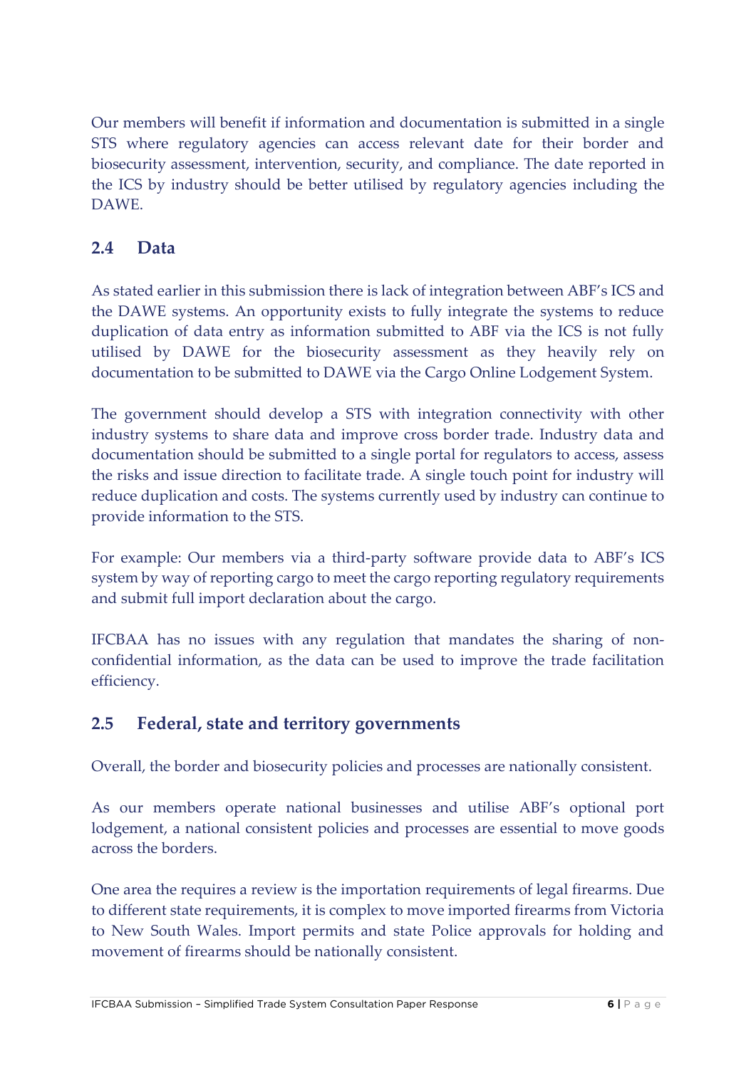Our members will benefit if information and documentation is submitted in a single STS where regulatory agencies can access relevant date for their border and biosecurity assessment, intervention, security, and compliance. The date reported in the ICS by industry should be better utilised by regulatory agencies including the DAWE.

## 2.4 Data

As stated earlier in this submission there is lack of integration between ABF's ICS and the DAWE systems. An opportunity exists to fully integrate the systems to reduce duplication of data entry as information submitted to ABF via the ICS is not fully utilised by DAWE for the biosecurity assessment as they heavily rely on documentation to be submitted to DAWE via the Cargo Online Lodgement System.

The government should develop a STS with integration connectivity with other industry systems to share data and improve cross border trade. Industry data and documentation should be submitted to a single portal for regulators to access, assess the risks and issue direction to facilitate trade. A single touch point for industry will reduce duplication and costs. The systems currently used by industry can continue to provide information to the STS.

For example: Our members via a third-party software provide data to ABF's ICS system by way of reporting cargo to meet the cargo reporting regulatory requirements and submit full import declaration about the cargo.

IFCBAA has no issues with any regulation that mandates the sharing of non-confidential information, as the data can be used to improve the trade facilitation efficiency.

## 2.5 Federal, state and territory governments

Overall, the border and biosecurity policies and processes are nationally consistent.

As our members operate national businesses and utilise ABF's optional port lodgement, a national consistent policies and processes are essential to move goods across the borders.

One area the requires a review is the importation requirements of legal firearms. Due to different state requirements, it is complex to move imported firearms from Victoria to New South Wales. Import permits and state Police approvals for holding and movement of firearms should be nationally consistent.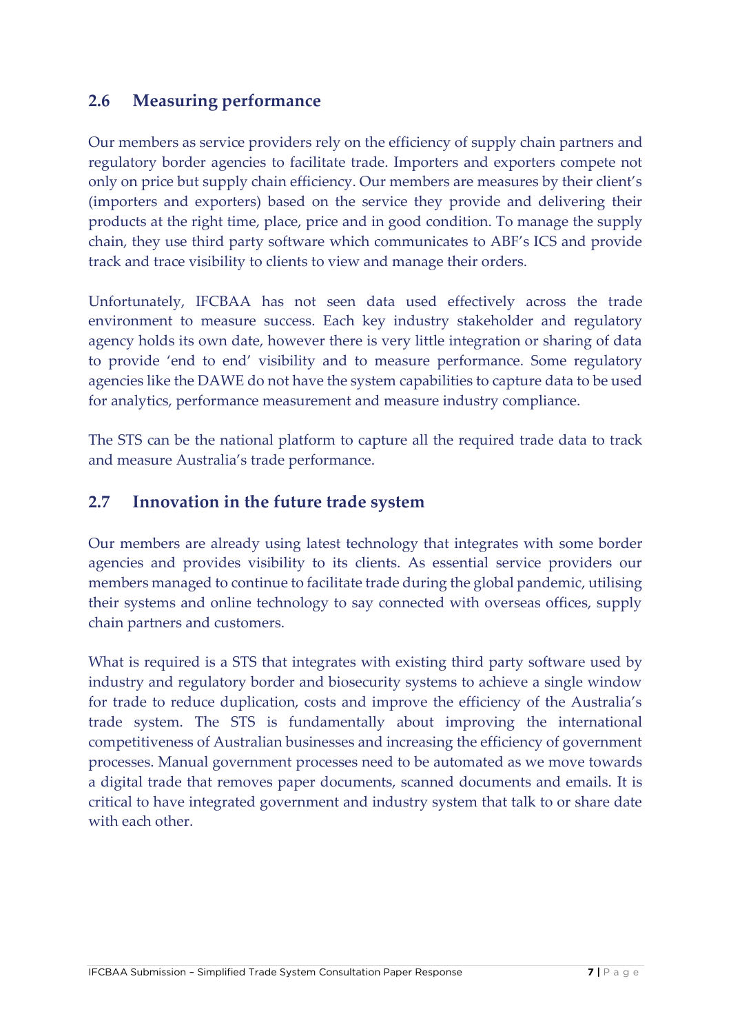## 2.6 Measuring performance

Our members as service providers rely on the efficiency of supply chain partners and regulatory border agencies to facilitate trade. Importers and exporters compete not only on price but supply chain efficiency. Our members are measures by their client's (importers and exporters) based on the service they provide and delivering their products at the right time, place, price and in good condition. To manage the supply chain, they use third party software which communicates to ABF's ICS and provide track and trace visibility to clients to view and manage their orders.

Unfortunately, IFCBAA has not seen data used effectively across the trade environment to measure success. Each key industry stakeholder and regulatory agency holds its own date, however there is very little integration or sharing of data to provide 'end to end' visibility and to measure performance. Some regulatory agencies like the DAWE do not have the system capabilities to capture data to be used for analytics, performance measurement and measure industry compliance.

The STS can be the national platform to capture all the required trade data to track and measure Australia's trade performance.

## 2.7 Innovation in the future trade system

Our members are already using latest technology that integrates with some border agencies and provides visibility to its clients. As essential service providers our members managed to continue to facilitate trade during the global pandemic, utilising their systems and online technology to say connected with overseas offices, supply chain partners and customers.

What is required is a STS that integrates with existing third party software used by industry and regulatory border and biosecurity systems to achieve a single window for trade to reduce duplication, costs and improve the efficiency of the Australia's trade system. The STS is fundamentally about improving the international competitiveness of Australian businesses and increasing the efficiency of government processes. Manual government processes need to be automated as we move towards a digital trade that removes paper documents, scanned documents and emails. It is critical to have integrated government and industry system that talk to or share date with each other.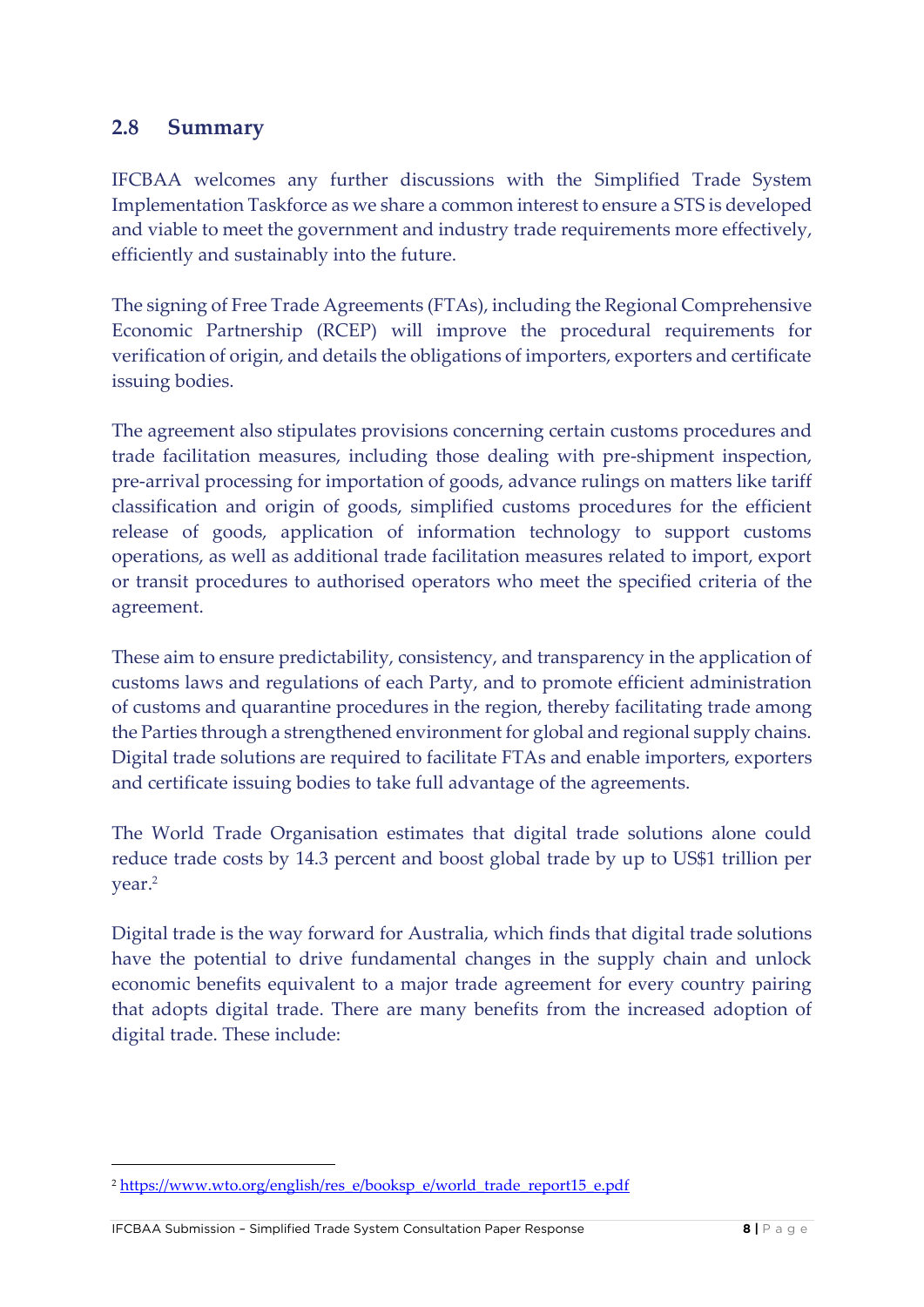## 2.8 Summary

IFCBAA welcomes any further discussions with the Simplified Trade System Implementation Taskforce as we share a common interest to ensure a STS is developed and viable to meet the government and industry trade requirements more effectively, efficiently and sustainably into the future.

The signing of Free Trade Agreements (FTAs), including the Regional Comprehensive Economic Partnership (RCEP) will improve the procedural requirements for verification of origin, and details the obligations of importers, exporters and certificate issuing bodies.

The agreement also stipulates provisions concerning certain customs procedures and trade facilitation measures, including those dealing with pre-shipment inspection, pre-arrival processing for importation of goods, advance rulings on matters like tariff classification and origin of goods, simplified customs procedures for the efficient release of goods, application of information technology to support customs operations, as well as additional trade facilitation measures related to import, export or transit procedures to authorised operators who meet the specified criteria of the agreement.

These aim to ensure predictability, consistency, and transparency in the application of customs laws and regulations of each Party, and to promote efficient administration of customs and quarantine procedures in the region, thereby facilitating trade among the Parties through a strengthened environment for global and regional supply chains. Digital trade solutions are required to facilitate FTAs and enable importers, exporters and certificate issuing bodies to take full advantage of the agreements.

The World Trade Organisation estimates that digital trade solutions alone could reduce trade costs by 14.3 percent and boost global trade by up to US$1 trillion per year.[2]

Digital trade is the way forward for Australia, which finds that digital trade solutions have the potential to drive fundamental changes in the supply chain and unlock economic benefits equivalent to a major trade agreement for every country pairing that adopts digital trade. There are many benefits from the increased adoption of digital trade. These include:

[2] https://www.wto.org/english/res_e/booksp_e/world_trade_report15_e.pdf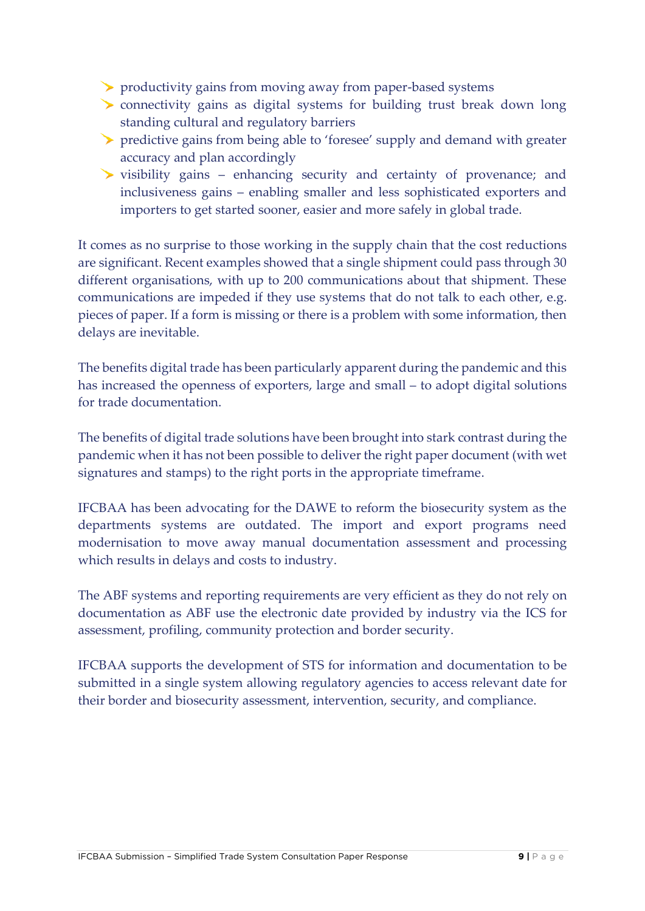- productivity gains from moving away from paper-based systems
- connectivity gains as digital systems for building trust break down long standing cultural and regulatory barriers
- predictive gains from being able to 'foresee' supply and demand with greater accuracy and plan accordingly
- visibility gains – enhancing security and certainty of provenance; and inclusiveness gains – enabling smaller and less sophisticated exporters and importers to get started sooner, easier and more safely in global trade.

It comes as no surprise to those working in the supply chain that the cost reductions are significant. Recent examples showed that a single shipment could pass through 30 different organisations, with up to 200 communications about that shipment. These communications are impeded if they use systems that do not talk to each other, e.g. pieces of paper. If a form is missing or there is a problem with some information, then delays are inevitable.

The benefits digital trade has been particularly apparent during the pandemic and this has increased the openness of exporters, large and small – to adopt digital solutions for trade documentation.

The benefits of digital trade solutions have been brought into stark contrast during the pandemic when it has not been possible to deliver the right paper document (with wet signatures and stamps) to the right ports in the appropriate timeframe.

IFCBAA has been advocating for the DAWE to reform the biosecurity system as the departments systems are outdated. The import and export programs need modernisation to move away manual documentation assessment and processing which results in delays and costs to industry.

The ABF systems and reporting requirements are very efficient as they do not rely on documentation as ABF use the electronic date provided by industry via the ICS for assessment, profiling, community protection and border security.

IFCBAA supports the development of STS for information and documentation to be submitted in a single system allowing regulatory agencies to access relevant date for their border and biosecurity assessment, intervention, security, and compliance.